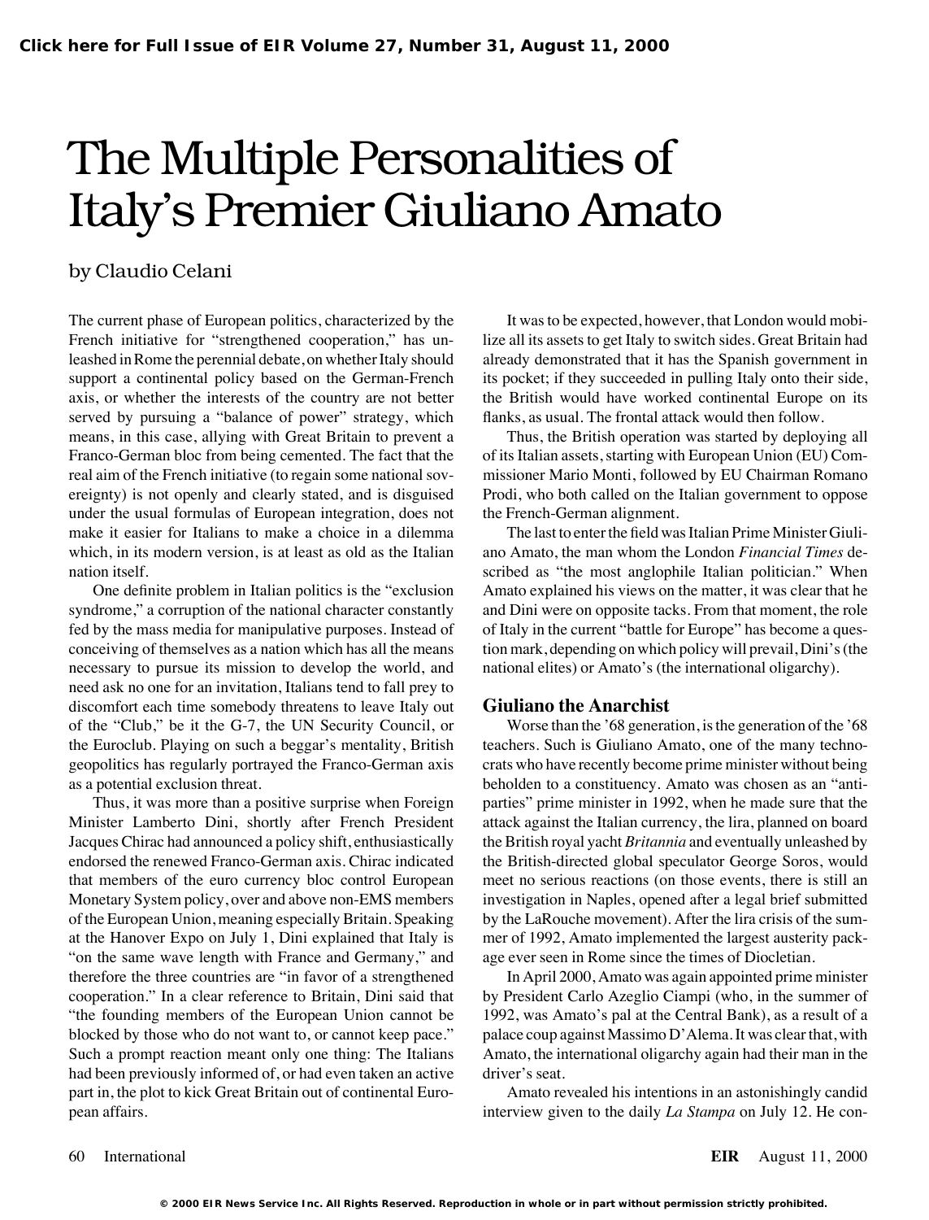# The Multiple Personalities of Italy's Premier Giuliano Amato

by Claudio Celani

The current phase of European politics, characterized by the French initiative for "strengthened cooperation," has unleashed in Rome the perennial debate, on whether Italy should support a continental policy based on the German-French axis, or whether the interests of the country are not better served by pursuing a "balance of power" strategy, which means, in this case, allying with Great Britain to prevent a Franco-German bloc from being cemented. The fact that the real aim of the French initiative (to regain some national sovereignty) is not openly and clearly stated, and is disguised under the usual formulas of European integration, does not make it easier for Italians to make a choice in a dilemma which, in its modern version, is at least as old as the Italian nation itself.

One definite problem in Italian politics is the "exclusion syndrome," a corruption of the national character constantly fed by the mass media for manipulative purposes. Instead of conceiving of themselves as a nation which has all the means necessary to pursue its mission to develop the world, and need ask no one for an invitation, Italians tend to fall prey to discomfort each time somebody threatens to leave Italy out of the "Club," be it the G-7, the UN Security Council, or the Euroclub. Playing on such a beggar's mentality, British geopolitics has regularly portrayed the Franco-German axis as a potential exclusion threat.

Thus, it was more than a positive surprise when Foreign Minister Lamberto Dini, shortly after French President Jacques Chirac had announced a policy shift, enthusiastically endorsed the renewed Franco-German axis. Chirac indicated that members of the euro currency bloc control European Monetary System policy, over and above non-EMS members of the European Union, meaning especially Britain. Speaking at the Hanover Expo on July 1, Dini explained that Italy is "on the same wave length with France and Germany," and therefore the three countries are "in favor of a strengthened cooperation." In a clear reference to Britain, Dini said that "the founding members of the European Union cannot be blocked by those who do not want to, or cannot keep pace." Such a prompt reaction meant only one thing: The Italians had been previously informed of, or had even taken an active part in, the plot to kick Great Britain out of continental European affairs.

It was to be expected, however, that London would mobilize all its assets to get Italy to switch sides. Great Britain had already demonstrated that it has the Spanish government in its pocket; if they succeeded in pulling Italy onto their side, the British would have worked continental Europe on its flanks, as usual. The frontal attack would then follow.

Thus, the British operation was started by deploying all of its Italian assets, starting with European Union (EU) Commissioner Mario Monti, followed by EU Chairman Romano Prodi, who both called on the Italian government to oppose the French-German alignment.

The last to enter the field was Italian Prime Minister Giuliano Amato, the man whom the London *Financial Times* described as "the most anglophile Italian politician." When Amato explained his views on the matter, it was clear that he and Dini were on opposite tacks. From that moment, the role of Italy in the current "battle for Europe" has become a question mark, depending on which policy will prevail, Dini's (the national elites) or Amato's (the international oligarchy).

## Giuliano the Anarchist

Worse than the '68 generation, is the generation of the '68 teachers. Such is Giuliano Amato, one of the many technocrats who have recently become prime minister without being beholden to a constituency. Amato was chosen as an "anti-parties" prime minister in 1992, when he made sure that the attack against the Italian currency, the lira, planned on board the British royal yacht *Britannia* and eventually unleashed by the British-directed global speculator George Soros, would meet no serious reactions (on those events, there is still an investigation in Naples, opened after a legal brief submitted by the LaRouche movement). After the lira crisis of the summer of 1992, Amato implemented the largest austerity package ever seen in Rome since the times of Diocletian.

In April 2000, Amato was again appointed prime minister by President Carlo Azeglio Ciampi (who, in the summer of 1992, was Amato's pal at the Central Bank), as a result of a palace coup against Massimo D'Alema. It was clear that, with Amato, the international oligarchy again had their man in the driver's seat.

Amato revealed his intentions in an astonishingly candid interview given to the daily *La Stampa* on July 12. He con-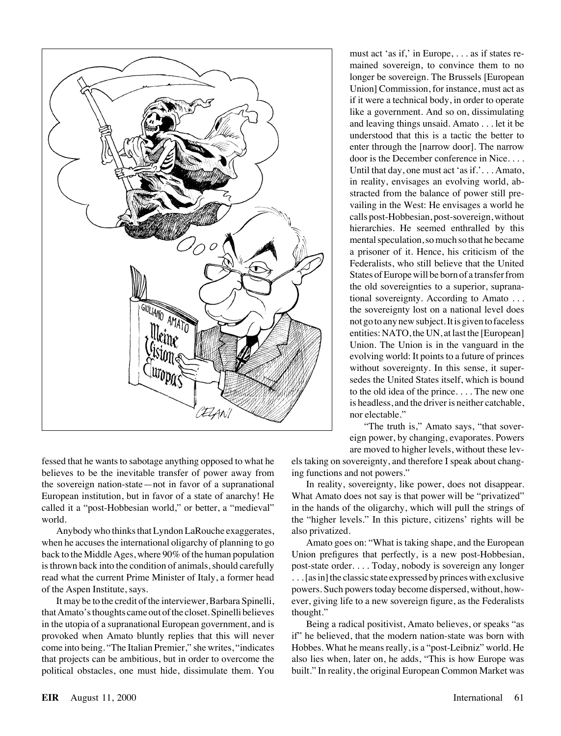must act 'as if,' in Europe, . . . as if states remained sovereign, to convince them to no longer be sovereign. The Brussels [European Union] Commission, for instance, must act as if it were a technical body, in order to operate like a government. And so on, dissimulating and leaving things unsaid. Amato . . . let it be understood that this is a tactic the better to enter through the [narrow door]. The narrow door is the December conference in Nice. . . . Until that day, one must act 'as if.'. . . Amato, in reality, envisages an evolving world, abstracted from the balance of power still prevailing in the West: He envisages a world he calls post-Hobbesian, post-sovereign, without hierarchies. He seemed enthralled by this mental speculation, so much so that he became a prisoner of it. Hence, his criticism of the Federalists, who still believe that the United States of Europe will be born of a transfer from the old sovereignties to a superior, supranational sovereignty. According to Amato . . . the sovereignty lost on a national level does not go to any new subject. It is given to faceless entities: NATO, the UN, at last the [European] Union. The Union is in the vanguard in the evolving world: It points to a future of princes without sovereignty. In this sense, it supersedes the United States itself, which is bound to the old idea of the prince. . . . The new one is headless, and the driver is neither catchable, nor electable."

"The truth is," Amato says, "that sovereign power, by changing, evaporates. Powers are moved to higher levels, without these levels taking on sovereignty, and therefore I speak about changing functions and not powers."

fessed that he wants to sabotage anything opposed to what he believes to be the inevitable transfer of power away from the sovereign nation-state—not in favor of a supranational European institution, but in favor of a state of anarchy! He called it a "post-Hobbesian world," or better, a "medieval" world.

Anybody who thinks that Lyndon LaRouche exaggerates, when he accuses the international oligarchy of planning to go back to the Middle Ages, where 90% of the human population is thrown back into the condition of animals, should carefully read what the current Prime Minister of Italy, a former head of the Aspen Institute, says.

It may be to the credit of the interviewer, Barbara Spinelli, that Amato's thoughts came out of the closet. Spinelli believes in the utopia of a supranational European government, and is provoked when Amato bluntly replies that this will never come into being. "The Italian Premier," she writes, "indicates that projects can be ambitious, but in order to overcome the political obstacles, one must hide, dissimulate them. You

In reality, sovereignty, like power, does not disappear. What Amato does not say is that power will be "privatized" in the hands of the oligarchy, which will pull the strings of the "higher levels." In this picture, citizens' rights will be also privatized.

Amato goes on: "What is taking shape, and the European Union prefigures that perfectly, is a new post-Hobbesian, post-state order. . . . Today, nobody is sovereign any longer . . . [as in] the classic state expressed by princes with exclusive powers. Such powers today become dispersed, without, however, giving life to a new sovereign figure, as the Federalists thought."

Being a radical positivist, Amato believes, or speaks "as if" he believed, that the modern nation-state was born with Hobbes. What he means really, is a "post-Leibniz" world. He also lies when, later on, he adds, "This is how Europe was built." In reality, the original European Common Market was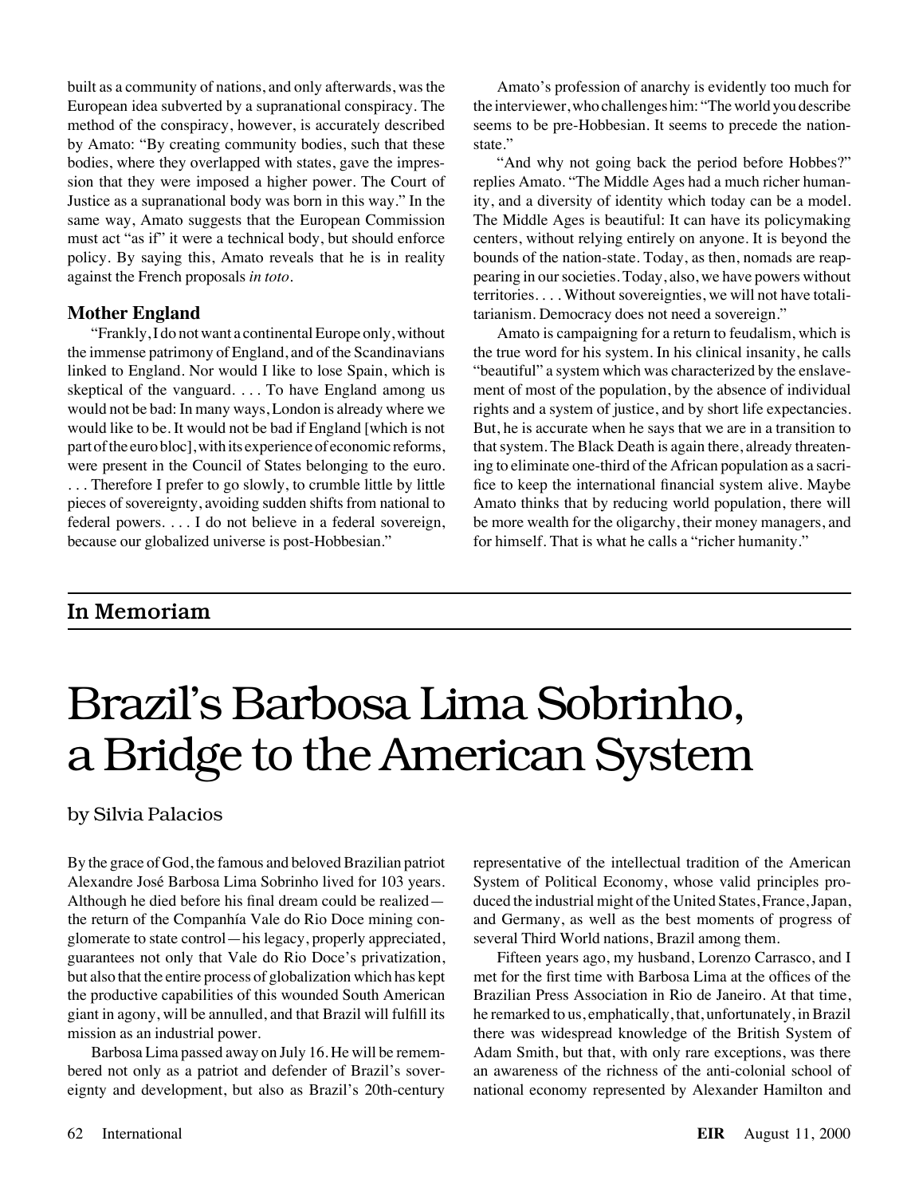built as a community of nations, and only afterwards, was the European idea subverted by a supranational conspiracy. The method of the conspiracy, however, is accurately described by Amato: "By creating community bodies, such that these bodies, where they overlapped with states, gave the impression that they were imposed a higher power. The Court of Justice as a supranational body was born in this way." In the same way, Amato suggests that the European Commission must act "as if" it were a technical body, but should enforce policy. By saying this, Amato reveals that he is in reality against the French proposals *in toto*.

### Mother England

"Frankly, I do not want a continental Europe only, without the immense patrimony of England, and of the Scandinavians linked to England. Nor would I like to lose Spain, which is skeptical of the vanguard. . . . To have England among us would not be bad: In many ways, London is already where we would like to be. It would not be bad if England [which is not part of the euro bloc], with its experience of economic reforms, were present in the Council of States belonging to the euro. . . . Therefore I prefer to go slowly, to crumble little by little pieces of sovereignty, avoiding sudden shifts from national to federal powers. . . . I do not believe in a federal sovereign, because our globalized universe is post-Hobbesian."

Amato's profession of anarchy is evidently too much for the interviewer, who challenges him: "The world you describe seems to be pre-Hobbesian. It seems to precede the nation-state."

"And why not going back the period before Hobbes?" replies Amato. "The Middle Ages had a much richer humanity, and a diversity of identity which today can be a model. The Middle Ages is beautiful: It can have its policymaking centers, without relying entirely on anyone. It is beyond the bounds of the nation-state. Today, as then, nomads are reappearing in our societies. Today, also, we have powers without territories. . . . Without sovereignties, we will not have totalitarianism. Democracy does not need a sovereign."

Amato is campaigning for a return to feudalism, which is the true word for his system. In his clinical insanity, he calls "beautiful" a system which was characterized by the enslavement of most of the population, by the absence of individual rights and a system of justice, and by short life expectancies. But, he is accurate when he says that we are in a transition to that system. The Black Death is again there, already threatening to eliminate one-third of the African population as a sacrifice to keep the international financial system alive. Maybe Amato thinks that by reducing world population, there will be more wealth for the oligarchy, their money managers, and for himself. That is what he calls a "richer humanity."

## In Memoriam

# Brazil's Barbosa Lima Sobrinho, a Bridge to the American System

by Silvia Palacios

By the grace of God, the famous and beloved Brazilian patriot Alexandre José Barbosa Lima Sobrinho lived for 103 years. Although he died before his final dream could be realized—the return of the Companhía Vale do Rio Doce mining conglomerate to state control—his legacy, properly appreciated, guarantees not only that Vale do Rio Doce's privatization, but also that the entire process of globalization which has kept the productive capabilities of this wounded South American giant in agony, will be annulled, and that Brazil will fulfill its mission as an industrial power.

Barbosa Lima passed away on July 16. He will be remembered not only as a patriot and defender of Brazil's sovereignty and development, but also as Brazil's 20th-century representative of the intellectual tradition of the American System of Political Economy, whose valid principles produced the industrial might of the United States, France, Japan, and Germany, as well as the best moments of progress of several Third World nations, Brazil among them.

Fifteen years ago, my husband, Lorenzo Carrasco, and I met for the first time with Barbosa Lima at the offices of the Brazilian Press Association in Rio de Janeiro. At that time, he remarked to us, emphatically, that, unfortunately, in Brazil there was widespread knowledge of the British System of Adam Smith, but that, with only rare exceptions, was there an awareness of the richness of the anti-colonial school of national economy represented by Alexander Hamilton and